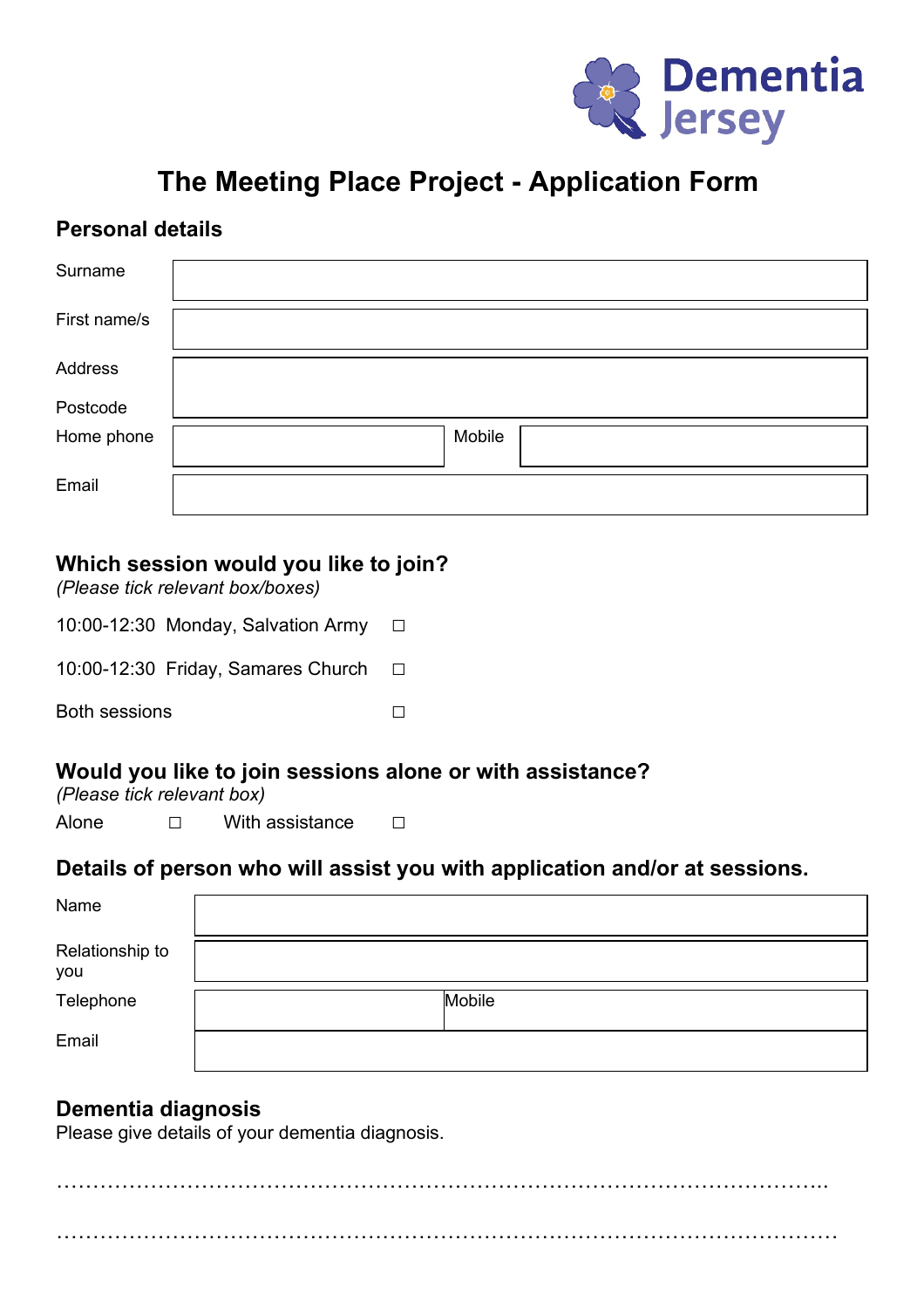Dementia Jersey

# The Meeting Place Project - Application Form

## Personal details

| | | | |
|---|---|---|---|
| Surname | | | |
| First name/s | | | |
| Address<br>Postcode | | | |
| Home phone | | Mobile | |
| Email | | | |

## Which session would you like to join?

*(Please tick relevant box/boxes)*

10:00-12:30 Monday, Salvation Army ☐

10:00-12:30 Friday, Samares Church ☐

Both sessions ☐

## Would you like to join sessions alone or with assistance?

*(Please tick relevant box)*

Alone ☐ With assistance ☐

## Details of person who will assist you with application and/or at sessions.

| | | |
|---|---|---|
| Name | | |
| Relationship to you | | |
| Telephone | | Mobile |
| Email | | |

## Dementia diagnosis

Please give details of your dementia diagnosis.

…………………………………………………………………………………………..

……………………………………………………………………………………………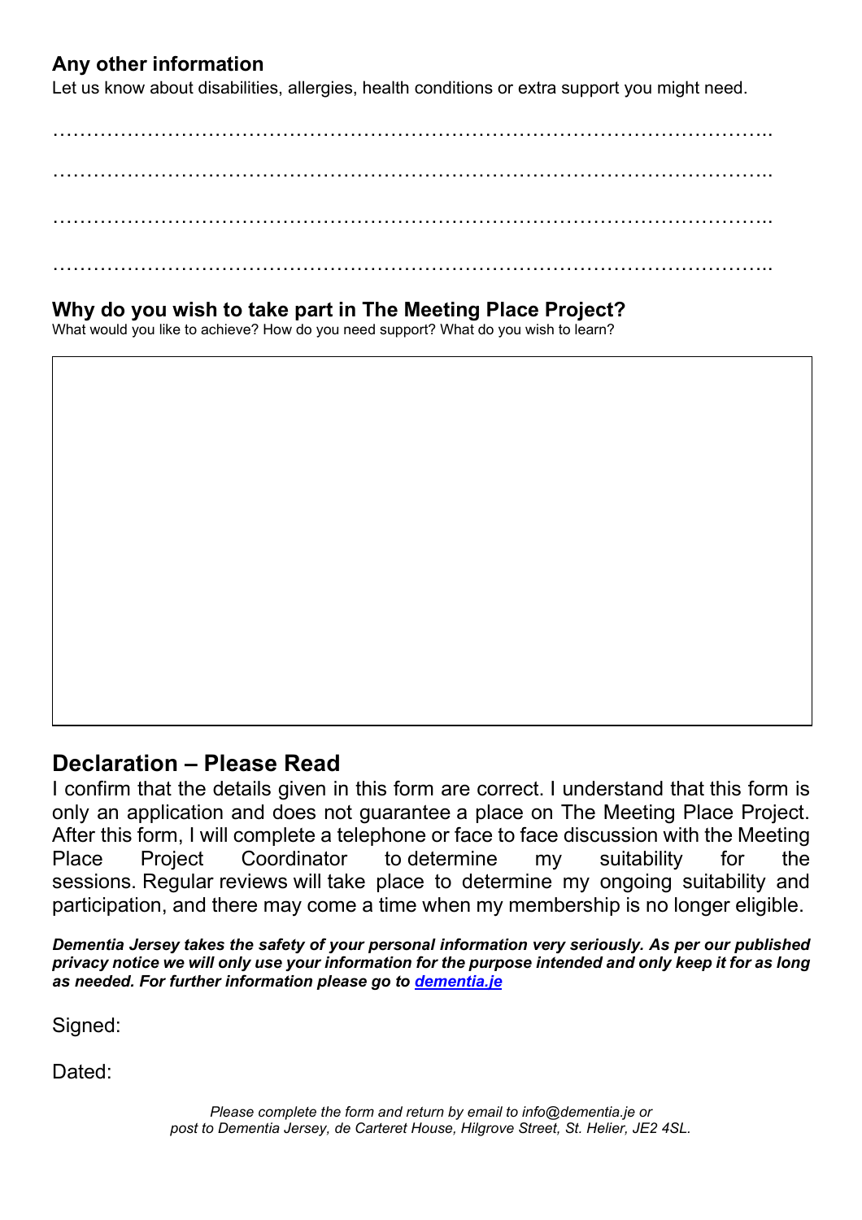## Any other information

Let us know about disabilities, allergies, health conditions or extra support you might need.

…………………………………………………………………………………………………

…………………………………………………………………………………………………

…………………………………………………………………………………………………

…………………………………………………………………………………………………

## Why do you wish to take part in The Meeting Place Project?

What would you like to achieve? How do you need support? What do you wish to learn?

## Declaration – Please Read

I confirm that the details given in this form are correct. I understand that this form is only an application and does not guarantee a place on The Meeting Place Project. After this form, I will complete a telephone or face to face discussion with the Meeting Place Project Coordinator to determine my suitability for the sessions. Regular reviews will take place to determine my ongoing suitability and participation, and there may come a time when my membership is no longer eligible.

***Dementia Jersey takes the safety of your personal information very seriously. As per our published privacy notice we will only use your information for the purpose intended and only keep it for as long as needed. For further information please go to dementia.je***

Signed:

Dated:

*Please complete the form and return by email to info@dementia.je or post to Dementia Jersey, de Carteret House, Hilgrove Street, St. Helier, JE2 4SL.*